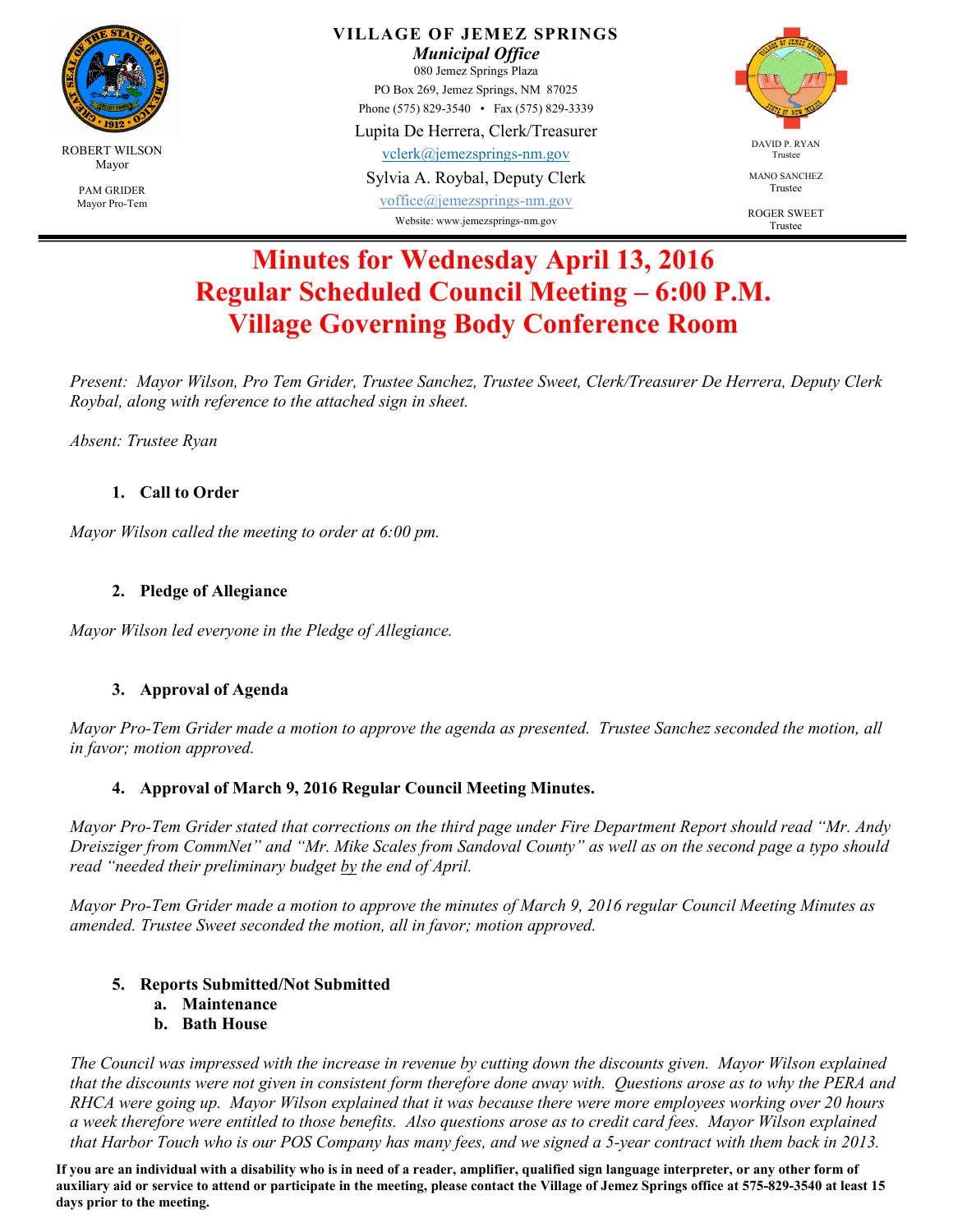**VILLAGE OF JEMEZ SPRINGS**
***Municipal Office***
080 Jemez Springs Plaza
PO Box 269, Jemez Springs, NM 87025
Phone (575) 829-3540 • Fax (575) 829-3339
Lupita De Herrera, Clerk/Treasurer
vclerk@jemezsprings-nm.gov
Sylvia A. Roybal, Deputy Clerk
voffice@jemezsprings-nm.gov
Website: www.jemezsprings-nm.gov

ROBERT WILSON
Mayor

PAM GRIDER
Mayor Pro-Tem

DAVID P. RYAN
Trustee

MANO SANCHEZ
Trustee

ROGER SWEET
Trustee

# Minutes for Wednesday April 13, 2016
# Regular Scheduled Council Meeting – 6:00 P.M.
# Village Governing Body Conference Room

*Present: Mayor Wilson, Pro Tem Grider, Trustee Sanchez, Trustee Sweet, Clerk/Treasurer De Herrera, Deputy Clerk Roybal, along with reference to the attached sign in sheet.*

*Absent: Trustee Ryan*

1. **Call to Order**

*Mayor Wilson called the meeting to order at 6:00 pm.*

2. **Pledge of Allegiance**

*Mayor Wilson led everyone in the Pledge of Allegiance.*

3. **Approval of Agenda**

*Mayor Pro-Tem Grider made a motion to approve the agenda as presented. Trustee Sanchez seconded the motion, all in favor; motion approved.*

4. **Approval of March 9, 2016 Regular Council Meeting Minutes.**

*Mayor Pro-Tem Grider stated that corrections on the third page under Fire Department Report should read "Mr. Andy Dreisziger from CommNet" and "Mr. Mike Scales from Sandoval County" as well as on the second page a typo should read "needed their preliminary budget by the end of April.*

*Mayor Pro-Tem Grider made a motion to approve the minutes of March 9, 2016 regular Council Meeting Minutes as amended. Trustee Sweet seconded the motion, all in favor; motion approved.*

5. **Reports Submitted/Not Submitted**
   a. **Maintenance**
   b. **Bath House**

*The Council was impressed with the increase in revenue by cutting down the discounts given. Mayor Wilson explained that the discounts were not given in consistent form therefore done away with. Questions arose as to why the PERA and RHCA were going up. Mayor Wilson explained that it was because there were more employees working over 20 hours a week therefore were entitled to those benefits. Also questions arose as to credit card fees. Mayor Wilson explained that Harbor Touch who is our POS Company has many fees, and we signed a 5-year contract with them back in 2013.*

**If you are an individual with a disability who is in need of a reader, amplifier, qualified sign language interpreter, or any other form of auxiliary aid or service to attend or participate in the meeting, please contact the Village of Jemez Springs office at 575-829-3540 at least 15 days prior to the meeting.**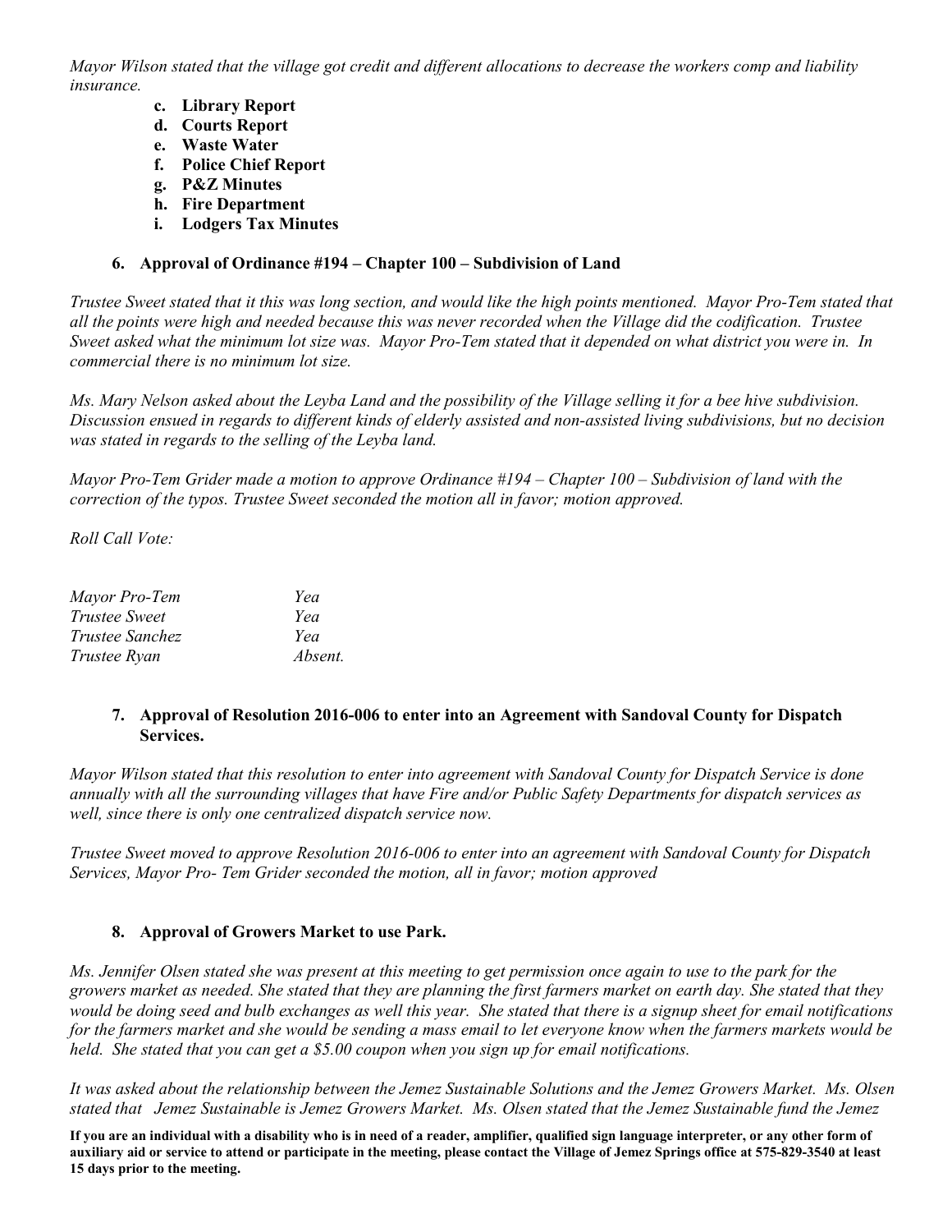*Mayor Wilson stated that the village got credit and different allocations to decrease the workers comp and liability insurance.*

c. **Library Report**
d. **Courts Report**
e. **Waste Water**
f. **Police Chief Report**
g. **P&Z Minutes**
h. **Fire Department**
i. **Lodgers Tax Minutes**

### 6. Approval of Ordinance #194 – Chapter 100 – Subdivision of Land

*Trustee Sweet stated that it this was long section, and would like the high points mentioned. Mayor Pro-Tem stated that all the points were high and needed because this was never recorded when the Village did the codification. Trustee Sweet asked what the minimum lot size was. Mayor Pro-Tem stated that it depended on what district you were in. In commercial there is no minimum lot size.*

*Ms. Mary Nelson asked about the Leyba Land and the possibility of the Village selling it for a bee hive subdivision. Discussion ensued in regards to different kinds of elderly assisted and non-assisted living subdivisions, but no decision was stated in regards to the selling of the Leyba land.*

*Mayor Pro-Tem Grider made a motion to approve Ordinance #194 – Chapter 100 – Subdivision of land with the correction of the typos. Trustee Sweet seconded the motion all in favor; motion approved.*

*Roll Call Vote:*

| | |
|---|---|
| *Mayor Pro-Tem* | *Yea* |
| *Trustee Sweet* | *Yea* |
| *Trustee Sanchez* | *Yea* |
| *Trustee Ryan* | *Absent.* |

### 7. Approval of Resolution 2016-006 to enter into an Agreement with Sandoval County for Dispatch Services.

*Mayor Wilson stated that this resolution to enter into agreement with Sandoval County for Dispatch Service is done annually with all the surrounding villages that have Fire and/or Public Safety Departments for dispatch services as well, since there is only one centralized dispatch service now.*

*Trustee Sweet moved to approve Resolution 2016-006 to enter into an agreement with Sandoval County for Dispatch Services, Mayor Pro- Tem Grider seconded the motion, all in favor; motion approved*

### 8. Approval of Growers Market to use Park.

*Ms. Jennifer Olsen stated she was present at this meeting to get permission once again to use to the park for the growers market as needed. She stated that they are planning the first farmers market on earth day. She stated that they would be doing seed and bulb exchanges as well this year. She stated that there is a signup sheet for email notifications for the farmers market and she would be sending a mass email to let everyone know when the farmers markets would be held. She stated that you can get a $5.00 coupon when you sign up for email notifications.*

*It was asked about the relationship between the Jemez Sustainable Solutions and the Jemez Growers Market. Ms. Olsen stated that Jemez Sustainable is Jemez Growers Market. Ms. Olsen stated that the Jemez Sustainable fund the Jemez*

**If you are an individual with a disability who is in need of a reader, amplifier, qualified sign language interpreter, or any other form of auxiliary aid or service to attend or participate in the meeting, please contact the Village of Jemez Springs office at 575-829-3540 at least 15 days prior to the meeting.**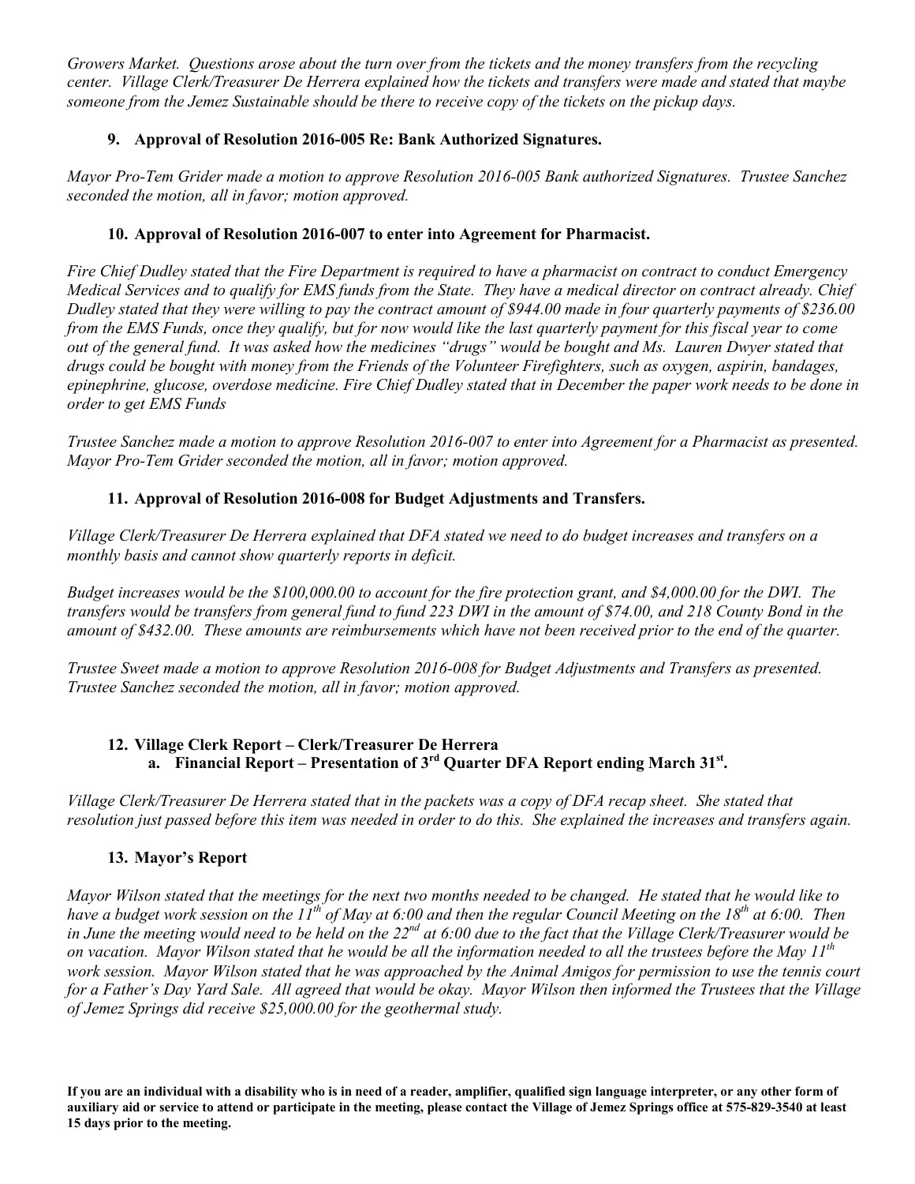*Growers Market. Questions arose about the turn over from the tickets and the money transfers from the recycling center. Village Clerk/Treasurer De Herrera explained how the tickets and transfers were made and stated that maybe someone from the Jemez Sustainable should be there to receive copy of the tickets on the pickup days.*

**9. Approval of Resolution 2016-005 Re: Bank Authorized Signatures.**

*Mayor Pro-Tem Grider made a motion to approve Resolution 2016-005 Bank authorized Signatures. Trustee Sanchez seconded the motion, all in favor; motion approved.*

**10. Approval of Resolution 2016-007 to enter into Agreement for Pharmacist.**

*Fire Chief Dudley stated that the Fire Department is required to have a pharmacist on contract to conduct Emergency Medical Services and to qualify for EMS funds from the State. They have a medical director on contract already. Chief Dudley stated that they were willing to pay the contract amount of $944.00 made in four quarterly payments of $236.00 from the EMS Funds, once they qualify, but for now would like the last quarterly payment for this fiscal year to come out of the general fund. It was asked how the medicines "drugs" would be bought and Ms. Lauren Dwyer stated that drugs could be bought with money from the Friends of the Volunteer Firefighters, such as oxygen, aspirin, bandages, epinephrine, glucose, overdose medicine. Fire Chief Dudley stated that in December the paper work needs to be done in order to get EMS Funds*

*Trustee Sanchez made a motion to approve Resolution 2016-007 to enter into Agreement for a Pharmacist as presented. Mayor Pro-Tem Grider seconded the motion, all in favor; motion approved.*

**11. Approval of Resolution 2016-008 for Budget Adjustments and Transfers.**

*Village Clerk/Treasurer De Herrera explained that DFA stated we need to do budget increases and transfers on a monthly basis and cannot show quarterly reports in deficit.*

*Budget increases would be the $100,000.00 to account for the fire protection grant, and $4,000.00 for the DWI. The transfers would be transfers from general fund to fund 223 DWI in the amount of $74.00, and 218 County Bond in the amount of $432.00. These amounts are reimbursements which have not been received prior to the end of the quarter.*

*Trustee Sweet made a motion to approve Resolution 2016-008 for Budget Adjustments and Transfers as presented. Trustee Sanchez seconded the motion, all in favor; motion approved.*

**12. Village Clerk Report – Clerk/Treasurer De Herrera**

**a. Financial Report – Presentation of 3rd Quarter DFA Report ending March 31st.**

*Village Clerk/Treasurer De Herrera stated that in the packets was a copy of DFA recap sheet. She stated that resolution just passed before this item was needed in order to do this. She explained the increases and transfers again.*

**13. Mayor's Report**

*Mayor Wilson stated that the meetings for the next two months needed to be changed. He stated that he would like to have a budget work session on the 11th of May at 6:00 and then the regular Council Meeting on the 18th at 6:00. Then in June the meeting would need to be held on the 22nd at 6:00 due to the fact that the Village Clerk/Treasurer would be on vacation. Mayor Wilson stated that he would be all the information needed to all the trustees before the May 11th work session. Mayor Wilson stated that he was approached by the Animal Amigos for permission to use the tennis court for a Father's Day Yard Sale. All agreed that would be okay. Mayor Wilson then informed the Trustees that the Village of Jemez Springs did receive $25,000.00 for the geothermal study.*

**If you are an individual with a disability who is in need of a reader, amplifier, qualified sign language interpreter, or any other form of auxiliary aid or service to attend or participate in the meeting, please contact the Village of Jemez Springs office at 575-829-3540 at least 15 days prior to the meeting.**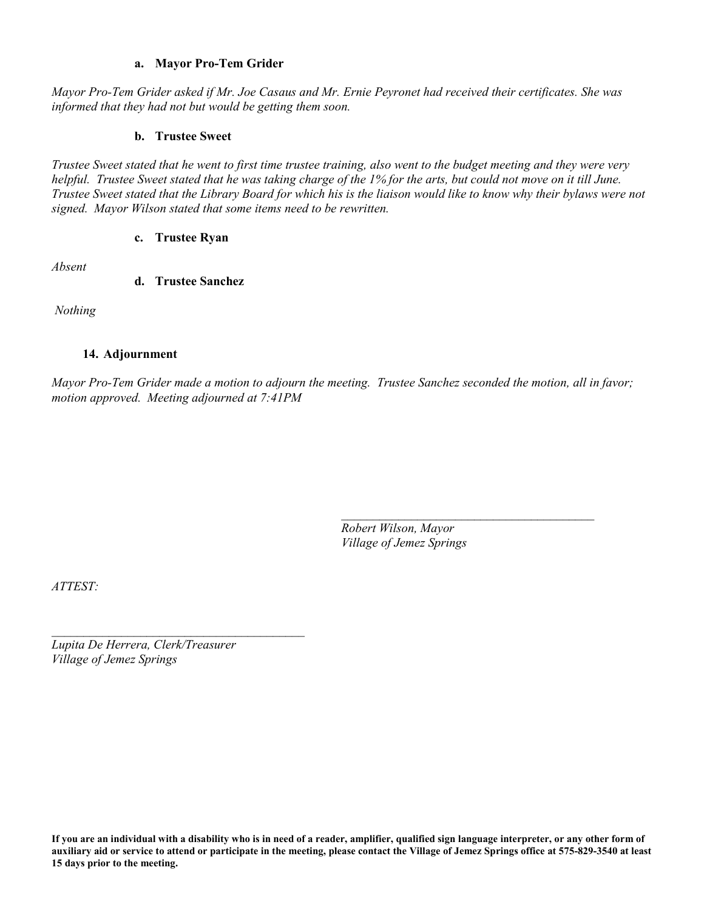### a. Mayor Pro-Tem Grider

*Mayor Pro-Tem Grider asked if Mr. Joe Casaus and Mr. Ernie Peyronet had received their certificates. She was informed that they had not but would be getting them soon.*

### b. Trustee Sweet

*Trustee Sweet stated that he went to first time trustee training, also went to the budget meeting and they were very helpful. Trustee Sweet stated that he was taking charge of the 1% for the arts, but could not move on it till June. Trustee Sweet stated that the Library Board for which his is the liaison would like to know why their bylaws were not signed. Mayor Wilson stated that some items need to be rewritten.*

### c. Trustee Ryan

*Absent*

### d. Trustee Sanchez

*Nothing*

## 14. Adjournment

*Mayor Pro-Tem Grider made a motion to adjourn the meeting. Trustee Sanchez seconded the motion, all in favor; motion approved. Meeting adjourned at 7:41PM*

\_\_\_\_\_\_\_\_\_\_\_\_\_\_\_\_\_\_\_\_\_\_\_\_\_\_\_\_\_\_\_\_\_\_\_\_\_\_\_\_\_\_
*Robert Wilson, Mayor*
*Village of Jemez Springs*

*ATTEST:*

\_\_\_\_\_\_\_\_\_\_\_\_\_\_\_\_\_\_\_\_\_\_\_\_\_\_\_\_\_\_\_\_\_\_\_\_\_\_\_\_\_\_
*Lupita De Herrera, Clerk/Treasurer*
*Village of Jemez Springs*

**If you are an individual with a disability who is in need of a reader, amplifier, qualified sign language interpreter, or any other form of auxiliary aid or service to attend or participate in the meeting, please contact the Village of Jemez Springs office at 575-829-3540 at least 15 days prior to the meeting.**